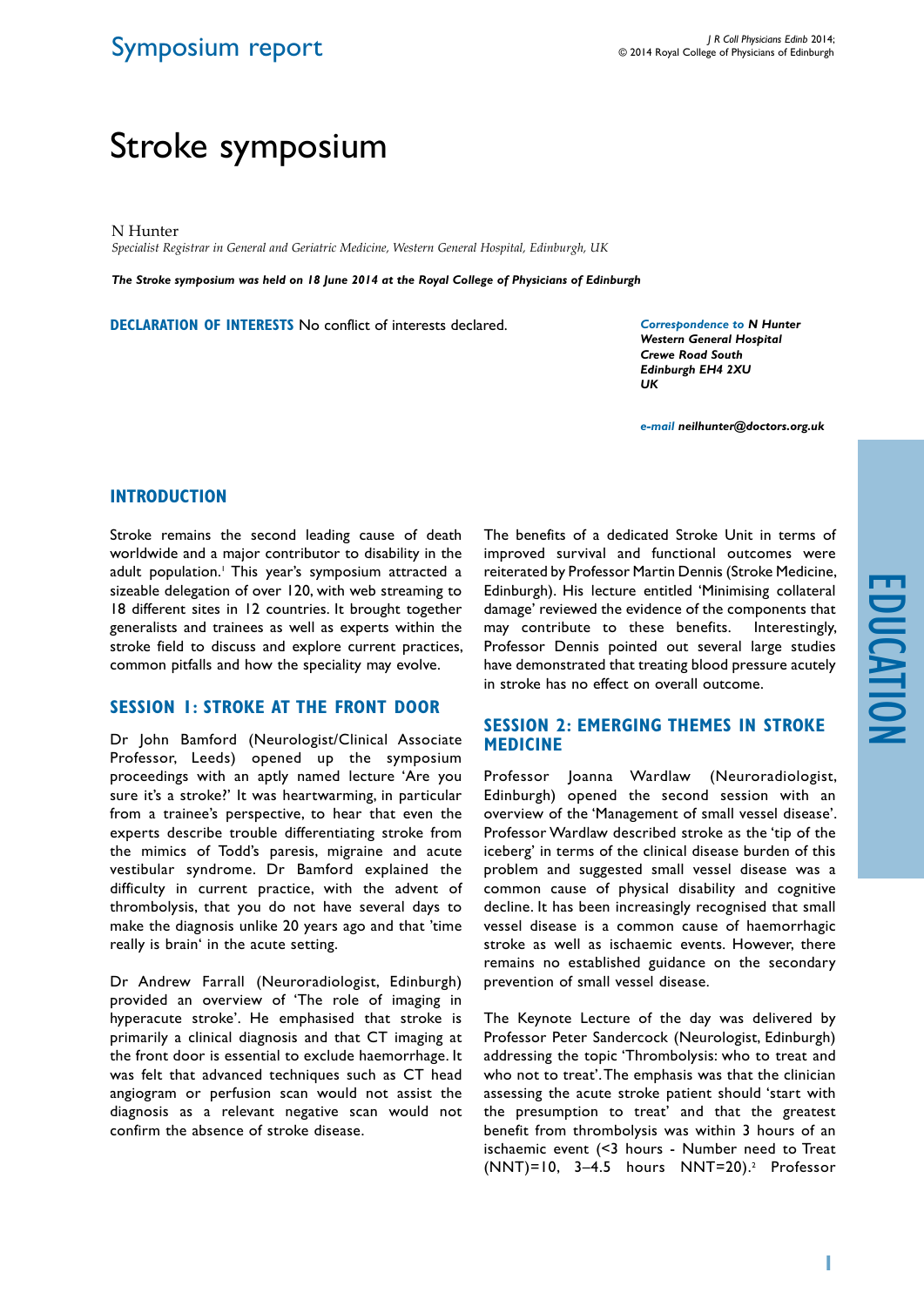Symposium report

# Stroke symposium

N Hunter

*Specialist Registrar in General and Geriatric Medicine, Western General Hospital, Edinburgh, UK*

***The Stroke symposium was held on 18 June 2014 at the Royal College of Physicians of Edinburgh***

**DECLARATION OF INTERESTS** No conflict of interests declared.

***Correspondence to** N Hunter*
***Western General Hospital***
***Crewe Road South***
***Edinburgh EH4 2XU***
***UK***

***e-mail** neilhunter@doctors.org.uk*

## INTRODUCTION

Stroke remains the second leading cause of death worldwide and a major contributor to disability in the adult population.[1] This year's symposium attracted a sizeable delegation of over 120, with web streaming to 18 different sites in 12 countries. It brought together generalists and trainees as well as experts within the stroke field to discuss and explore current practices, common pitfalls and how the speciality may evolve.

## SESSION 1: STROKE AT THE FRONT DOOR

Dr John Bamford (Neurologist/Clinical Associate Professor, Leeds) opened up the symposium proceedings with an aptly named lecture 'Are you sure it's a stroke?' It was heartwarming, in particular from a trainee's perspective, to hear that even the experts describe trouble differentiating stroke from the mimics of Todd's paresis, migraine and acute vestibular syndrome. Dr Bamford explained the difficulty in current practice, with the advent of thrombolysis, that you do not have several days to make the diagnosis unlike 20 years ago and that 'time really is brain' in the acute setting.

Dr Andrew Farrall (Neuroradiologist, Edinburgh) provided an overview of 'The role of imaging in hyperacute stroke'. He emphasised that stroke is primarily a clinical diagnosis and that CT imaging at the front door is essential to exclude haemorrhage. It was felt that advanced techniques such as CT head angiogram or perfusion scan would not assist the diagnosis as a relevant negative scan would not confirm the absence of stroke disease.

The benefits of a dedicated Stroke Unit in terms of improved survival and functional outcomes were reiterated by Professor Martin Dennis (Stroke Medicine, Edinburgh). His lecture entitled 'Minimising collateral damage' reviewed the evidence of the components that may contribute to these benefits. Interestingly, Professor Dennis pointed out several large studies have demonstrated that treating blood pressure acutely in stroke has no effect on overall outcome.

## SESSION 2: EMERGING THEMES IN STROKE MEDICINE

Professor Joanna Wardlaw (Neuroradiologist, Edinburgh) opened the second session with an overview of the 'Management of small vessel disease'. Professor Wardlaw described stroke as the 'tip of the iceberg' in terms of the clinical disease burden of this problem and suggested small vessel disease was a common cause of physical disability and cognitive decline. It has been increasingly recognised that small vessel disease is a common cause of haemorrhagic stroke as well as ischaemic events. However, there remains no established guidance on the secondary prevention of small vessel disease.

The Keynote Lecture of the day was delivered by Professor Peter Sandercock (Neurologist, Edinburgh) addressing the topic 'Thrombolysis: who to treat and who not to treat'. The emphasis was that the clinician assessing the acute stroke patient should 'start with the presumption to treat' and that the greatest benefit from thrombolysis was within 3 hours of an ischaemic event (<3 hours - Number need to Treat (NNT)=10, 3–4.5 hours NNT=20).[2] Professor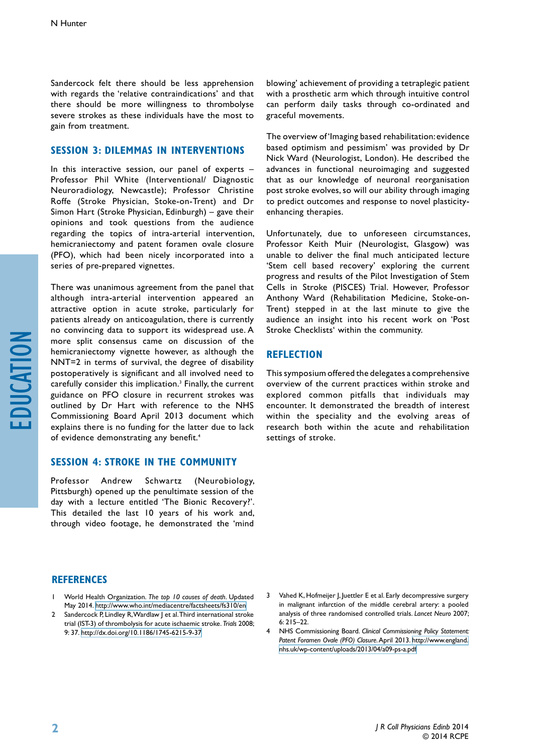Sandercock felt there should be less apprehension with regards the 'relative contraindications' and that there should be more willingness to thrombolyse severe strokes as these individuals have the most to gain from treatment.

## Session 3: Dilemmas in interventions

In this interactive session, our panel of experts – Professor Phil White (Interventional/ Diagnostic Neuroradiology, Newcastle); Professor Christine Roffe (Stroke Physician, Stoke-on-Trent) and Dr Simon Hart (Stroke Physician, Edinburgh) – gave their opinions and took questions from the audience regarding the topics of intra-arterial intervention, hemicraniectomy and patent foramen ovale closure (PFO), which had been nicely incorporated into a series of pre-prepared vignettes.

There was unanimous agreement from the panel that although intra-arterial intervention appeared an attractive option in acute stroke, particularly for patients already on anticoagulation, there is currently no convincing data to support its widespread use. A more split consensus came on discussion of the hemicraniectomy vignette however, as although the NNT=2 in terms of survival, the degree of disability postoperatively is significant and all involved need to carefully consider this implication.[3] Finally, the current guidance on PFO closure in recurrent strokes was outlined by Dr Hart with reference to the NHS Commissioning Board April 2013 document which explains there is no funding for the latter due to lack of evidence demonstrating any benefit.[4]

## Session 4: Stroke in the community

Professor Andrew Schwartz (Neurobiology, Pittsburgh) opened up the penultimate session of the day with a lecture entitled 'The Bionic Recovery?'. This detailed the last 10 years of his work and, through video footage, he demonstrated the 'mind blowing' achievement of providing a tetraplegic patient with a prosthetic arm which through intuitive control can perform daily tasks through co-ordinated and graceful movements.

The overview of 'Imaging based rehabilitation: evidence based optimism and pessimism' was provided by Dr Nick Ward (Neurologist, London). He described the advances in functional neuroimaging and suggested that as our knowledge of neuronal reorganisation post stroke evolves, so will our ability through imaging to predict outcomes and response to novel plasticity-enhancing therapies.

Unfortunately, due to unforeseen circumstances, Professor Keith Muir (Neurologist, Glasgow) was unable to deliver the final much anticipated lecture 'Stem cell based recovery' exploring the current progress and results of the Pilot Investigation of Stem Cells in Stroke (PISCES) Trial. However, Professor Anthony Ward (Rehabilitation Medicine, Stoke-on-Trent) stepped in at the last minute to give the audience an insight into his recent work on 'Post Stroke Checklists' within the community.

## Reflection

This symposium offered the delegates a comprehensive overview of the current practices within stroke and explored common pitfalls that individuals may encounter. It demonstrated the breadth of interest within the speciality and the evolving areas of research both within the acute and rehabilitation settings of stroke.

## References

1. World Health Organization. *The top 10 causes of death*. Updated May 2014. http://www.who.int/mediacentre/factsheets/fs310/en
2. Sandercock P, Lindley R, Wardlaw J et al. Third international stroke trial (IST-3) of thrombolysis for acute ischaemic stroke. *Trials* 2008; 9: 37. http://dx.doi.org/10.1186/1745-6215-9-37
3. Vahed K, Hofmeijer J, Juettler E et al. Early decompressive surgery in malignant infarction of the middle cerebral artery: a pooled analysis of three randomised controlled trials. *Lancet Neuro* 2007; 6: 215–22.
4. NHS Commissioning Board. *Clinical Commissioning Policy Statement: Patent Foramen Ovale (PFO) Closure*. April 2013. http://www.england.nhs.uk/wp-content/uploads/2013/04/a09-ps-a.pdf